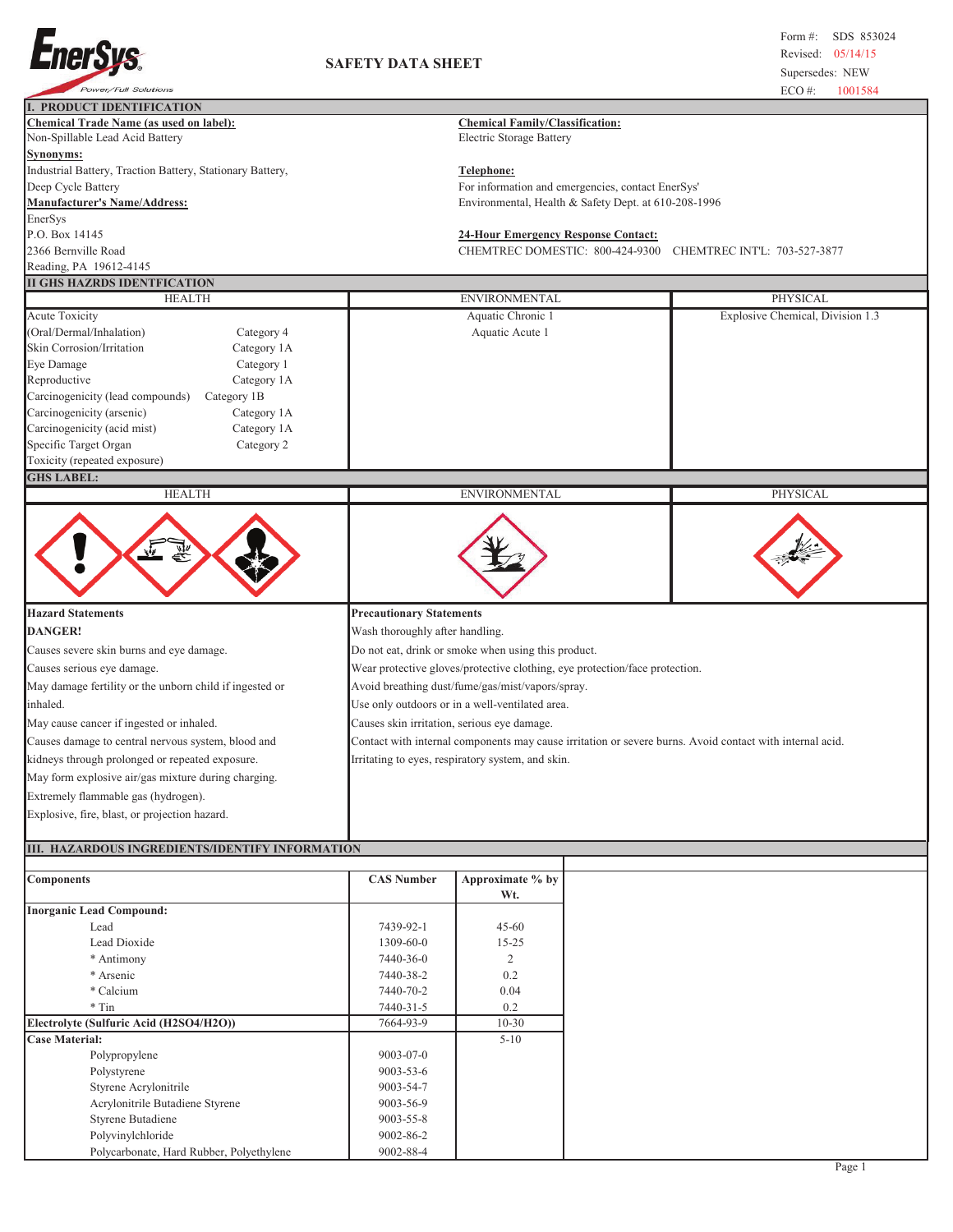**EnerSys** Power/Full Solutions

# SAFETY DATA SHEET

Form #: SDS 853024
Revised: 05/14/15
Supersedes: NEW
ECO #: 1001584

## I. PRODUCT IDENTIFICATION

**Chemical Trade Name (as used on label):**
Non-Spillable Lead Acid Battery

**Synonyms:**
Industrial Battery, Traction Battery, Stationary Battery, Deep Cycle Battery

**Manufacturer's Name/Address:**
EnerSys
P.O. Box 14145
2366 Bernville Road
Reading, PA 19612-4145

**Chemical Family/Classification:**
Electric Storage Battery

**Telephone:**
For information and emergencies, contact EnerSys' Environmental, Health & Safety Dept. at 610-208-1996

**24-Hour Emergency Response Contact:**
CHEMTREC DOMESTIC: 800-424-9300 CHEMTREC INT'L: 703-527-3877

## II GHS HAZRDS IDENTFICATION

| HEALTH | | ENVIRONMENTAL | PHYSICAL |
|---|---|---|---|
| Acute Toxicity (Oral/Dermal/Inhalation) | Category 4 | Aquatic Chronic 1 | Explosive Chemical, Division 1.3 |
| Skin Corrosion/Irritation | Category 1A | Aquatic Acute 1 | |
| Eye Damage | Category 1 | | |
| Reproductive | Category 1A | | |
| Carcinogenicity (lead compounds) | Category 1B | | |
| Carcinogenicity (arsenic) | Category 1A | | |
| Carcinogenicity (acid mist) | Category 1A | | |
| Specific Target Organ Toxicity (repeated exposure) | Category 2 | | |

**GHS LABEL:**

| HEALTH | ENVIRONMENTAL | PHYSICAL |
|---|---|---|

**Hazard Statements**

**DANGER!**

Causes severe skin burns and eye damage.
Causes serious eye damage.
May damage fertility or the unborn child if ingested or inhaled.
May cause cancer if ingested or inhaled.
Causes damage to central nervous system, blood and kidneys through prolonged or repeated exposure.
May form explosive air/gas mixture during charging.
Extremely flammable gas (hydrogen).
Explosive, fire, blast, or projection hazard.

**Precautionary Statements**

Wash thoroughly after handling.
Do not eat, drink or smoke when using this product.
Wear protective gloves/protective clothing, eye protection/face protection.
Avoid breathing dust/fume/gas/mist/vapors/spray.
Use only outdoors or in a well-ventilated area.
Causes skin irritation, serious eye damage.
Contact with internal components may cause irritation or severe burns. Avoid contact with internal acid.
Irritating to eyes, respiratory system, and skin.

## III. HAZARDOUS INGREDIENTS/IDENTIFY INFORMATION

| Components | CAS Number | Approximate % by Wt. |
|---|---|---|
| **Inorganic Lead Compound:** | | |
| Lead | 7439-92-1 | 45-60 |
| Lead Dioxide | 1309-60-0 | 15-25 |
| * Antimony | 7440-36-0 | 2 |
| * Arsenic | 7440-38-2 | 0.2 |
| * Calcium | 7440-70-2 | 0.04 |
| * Tin | 7440-31-5 | 0.2 |
| **Electrolyte (Sulfuric Acid ($H_2SO_4/H_2O$))** | 7664-93-9 | 10-30 |
| **Case Material:** | | 5-10 |
| Polypropylene | 9003-07-0 | |
| Polystyrene | 9003-53-6 | |
| Styrene Acrylonitrile | 9003-54-7 | |
| Acrylonitrile Butadiene Styrene | 9003-56-9 | |
| Styrene Butadiene | 9003-55-8 | |
| Polyvinylchloride | 9002-86-2 | |
| Polycarbonate, Hard Rubber, Polyethylene | 9002-88-4 | |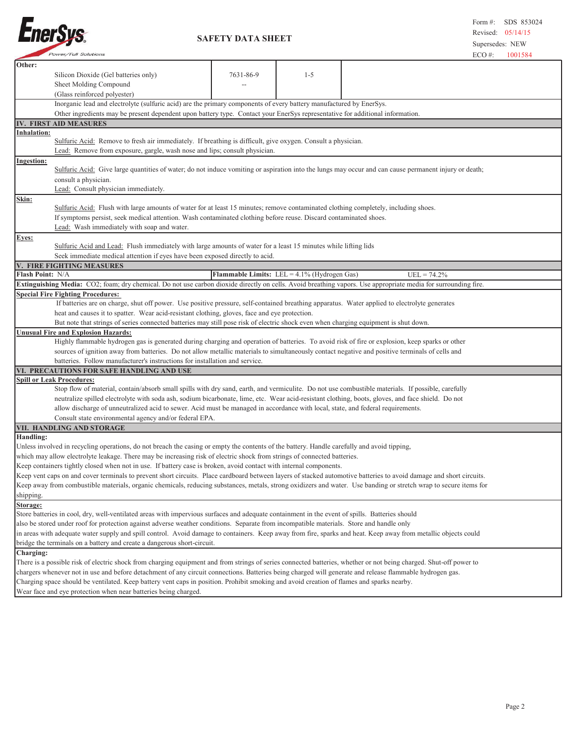**Other:**

| | | | |
|---|---|---|---|
| Silicon Dioxide (Gel batteries only) | 7631-86-9 | 1-5 | |
| Sheet Molding Compound (Glass reinforced polyester) | -- | | |

Inorganic lead and electrolyte (sulfuric acid) are the primary components of every battery manufactured by EnerSys.
Other ingredients may be present dependent upon battery type. Contact your EnerSys representative for additional information.

## IV. FIRST AID MEASURES

**Inhalation:**

Sulfuric Acid: Remove to fresh air immediately. If breathing is difficult, give oxygen. Consult a physician.
Lead: Remove from exposure, gargle, wash nose and lips; consult physician.

**Ingestion:**

Sulfuric Acid: Give large quantities of water; do not induce vomiting or aspiration into the lungs may occur and can cause permanent injury or death; consult a physician.
Lead: Consult physician immediately.

**Skin:**

Sulfuric Acid: Flush with large amounts of water for at least 15 minutes; remove contaminated clothing completely, including shoes.
If symptoms persist, seek medical attention. Wash contaminated clothing before reuse. Discard contaminated shoes.
Lead: Wash immediately with soap and water.

**Eyes:**

Sulfuric Acid and Lead: Flush immediately with large amounts of water for a least 15 minutes while lifting lids
Seek immediate medical attention if eyes have been exposed directly to acid.

## V. FIRE FIGHTING MEASURES

**Flash Point:** N/A **Flammable Limits:** LEL = 4.1% (Hydrogen Gas) UEL = 74.2%

**Extinguishing Media:** CO2; foam; dry chemical. Do not use carbon dioxide directly on cells. Avoid breathing vapors. Use appropriate media for surrounding fire.

**Special Fire Fighting Procedures:**

If batteries are on charge, shut off power. Use positive pressure, self-contained breathing apparatus. Water applied to electrolyte generates heat and causes it to spatter. Wear acid-resistant clothing, gloves, face and eye protection.
But note that strings of series connected batteries may still pose risk of electric shock even when charging equipment is shut down.

**Unusual Fire and Explosion Hazards:**

Highly flammable hydrogen gas is generated during charging and operation of batteries. To avoid risk of fire or explosion, keep sparks or other sources of ignition away from batteries. Do not allow metallic materials to simultaneously contact negative and positive terminals of cells and batteries. Follow manufacturer's instructions for installation and service.

## VI. PRECAUTIONS FOR SAFE HANDLING AND USE

**Spill or Leak Procedures:**

Stop flow of material, contain/absorb small spills with dry sand, earth, and vermiculite. Do not use combustible materials. If possible, carefully neutralize spilled electrolyte with soda ash, sodium bicarbonate, lime, etc. Wear acid-resistant clothing, boots, gloves, and face shield. Do not allow discharge of unneutralized acid to sewer. Acid must be managed in accordance with local, state, and federal requirements.
Consult state environmental agency and/or federal EPA.

## VII. HANDLING AND STORAGE

**Handling:**

Unless involved in recycling operations, do not breach the casing or empty the contents of the battery. Handle carefully and avoid tipping, which may allow electrolyte leakage. There may be increasing risk of electric shock from strings of connected batteries.
Keep containers tightly closed when not in use. If battery case is broken, avoid contact with internal components.
Keep vent caps on and cover terminals to prevent short circuits. Place cardboard between layers of stacked automotive batteries to avoid damage and short circuits.
Keep away from combustible materials, organic chemicals, reducing substances, metals, strong oxidizers and water. Use banding or stretch wrap to secure items for shipping.

**Storage:**

Store batteries in cool, dry, well-ventilated areas with impervious surfaces and adequate containment in the event of spills. Batteries should also be stored under roof for protection against adverse weather conditions. Separate from incompatible materials. Store and handle only in areas with adequate water supply and spill control. Avoid damage to containers. Keep away from fire, sparks and heat. Keep away from metallic objects could bridge the terminals on a battery and create a dangerous short-circuit.

**Charging:**

There is a possible risk of electric shock from charging equipment and from strings of series connected batteries, whether or not being charged. Shut-off power to chargers whenever not in use and before detachment of any circuit connections. Batteries being charged will generate and release flammable hydrogen gas.
Charging space should be ventilated. Keep battery vent caps in position. Prohibit smoking and avoid creation of flames and sparks nearby.
Wear face and eye protection when near batteries being charged.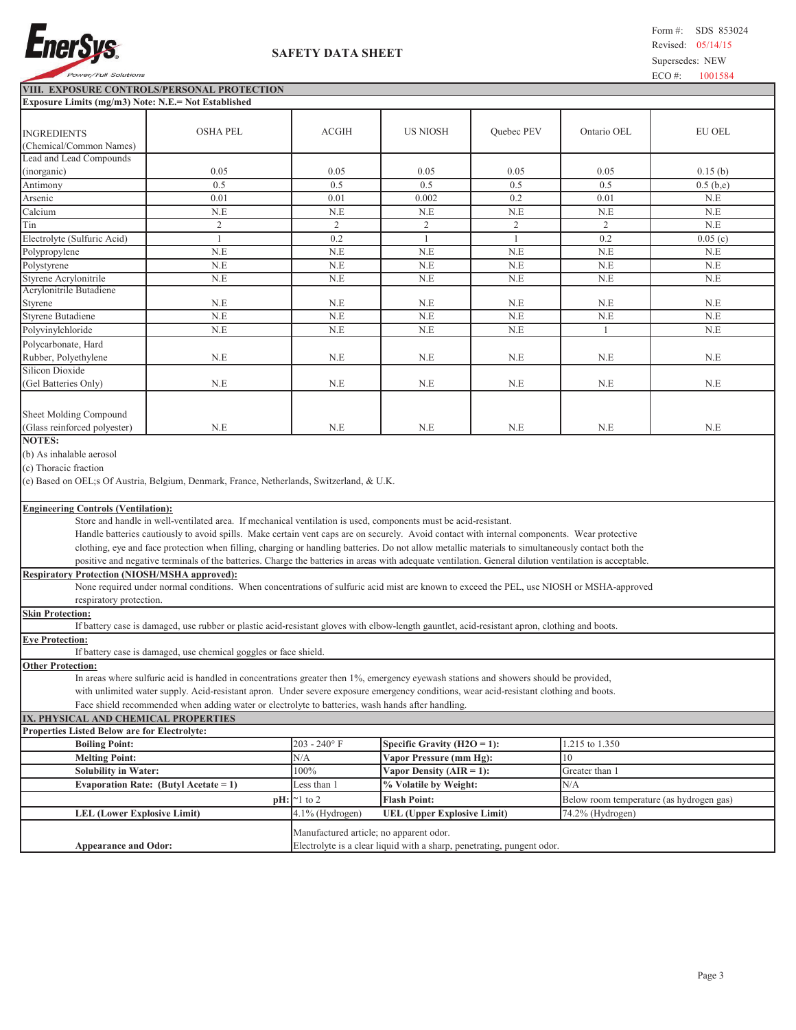## VIII. EXPOSURE CONTROLS/PERSONAL PROTECTION

**Exposure Limits (mg/m3) Note: N.E.= Not Established**

| INGREDIENTS (Chemical/Common Names) | OSHA PEL | ACGIH | US NIOSH | Quebec PEV | Ontario OEL | EU OEL |
|---|---|---|---|---|---|---|
| Lead and Lead Compounds (inorganic) | 0.05 | 0.05 | 0.05 | 0.05 | 0.05 | 0.15 (b) |
| Antimony | 0.5 | 0.5 | 0.5 | 0.5 | 0.5 | 0.5 (b,e) |
| Arsenic | 0.01 | 0.01 | 0.002 | 0.2 | 0.01 | N.E |
| Calcium | N.E | N.E | N.E | N.E | N.E | N.E |
| Tin | 2 | 2 | 2 | 2 | 2 | N.E |
| Electrolyte (Sulfuric Acid) | 1 | 0.2 | 1 | 1 | 0.2 | 0.05 (c) |
| Polypropylene | N.E | N.E | N.E | N.E | N.E | N.E |
| Polystyrene | N.E | N.E | N.E | N.E | N.E | N.E |
| Styrene Acrylonitrile | N.E | N.E | N.E | N.E | N.E | N.E |
| Acrylonitrile Butadiene Styrene | N.E | N.E | N.E | N.E | N.E | N.E |
| Styrene Butadiene | N.E | N.E | N.E | N.E | N.E | N.E |
| Polyvinylchloride | N.E | N.E | N.E | N.E | 1 | N.E |
| Polycarbonate, Hard Rubber, Polyethylene | N.E | N.E | N.E | N.E | N.E | N.E |
| Silicon Dioxide (Gel Batteries Only) | N.E | N.E | N.E | N.E | N.E | N.E |
| Sheet Molding Compound (Glass reinforced polyester) | N.E | N.E | N.E | N.E | N.E | N.E |

**NOTES:**

(b) As inhalable aerosol

(c) Thoracic fraction

(e) Based on OEL;s Of Austria, Belgium, Denmark, France, Netherlands, Switzerland, & U.K.

**Engineering Controls (Ventilation):**

Store and handle in well-ventilated area. If mechanical ventilation is used, components must be acid-resistant. Handle batteries cautiously to avoid spills. Make certain vent caps are on securely. Avoid contact with internal components. Wear protective clothing, eye and face protection when filling, charging or handling batteries. Do not allow metallic materials to simultaneously contact both the positive and negative terminals of the batteries. Charge the batteries in areas with adequate ventilation. General dilution ventilation is acceptable.

**Respiratory Protection (NIOSH/MSHA approved):**

None required under normal conditions. When concentrations of sulfuric acid mist are known to exceed the PEL, use NIOSH or MSHA-approved respiratory protection.

**Skin Protection:**

If battery case is damaged, use rubber or plastic acid-resistant gloves with elbow-length gauntlet, acid-resistant apron, clothing and boots.

**Eye Protection:**

If battery case is damaged, use chemical goggles or face shield.

**Other Protection:**

In areas where sulfuric acid is handled in concentrations greater then 1%, emergency eyewash stations and showers should be provided, with unlimited water supply. Acid-resistant apron. Under severe exposure emergency conditions, wear acid-resistant clothing and boots. Face shield recommended when adding water or electrolyte to batteries, wash hands after handling.

## IX. PHYSICAL AND CHEMICAL PROPERTIES

**Properties Listed Below are for Electrolyte:**

| Property | Value | Property | Value |
|---|---|---|---|
| **Boiling Point:** | 203 - 240° F | **Specific Gravity (H2O = 1):** | 1.215 to 1.350 |
| **Melting Point:** | N/A | **Vapor Pressure (mm Hg):** | 10 |
| **Solubility in Water:** | 100% | **Vapor Density (AIR = 1):** | Greater than 1 |
| **Evaporation Rate: (Butyl Acetate = 1)** | Less than 1 | **% Volatile by Weight:** | N/A |
| **pH:** | ~1 to 2 | **Flash Point:** | Below room temperature (as hydrogen gas) |
| **LEL (Lower Explosive Limit)** | 4.1% (Hydrogen) | **UEL (Upper Explosive Limit)** | 74.2% (Hydrogen) |
| **Appearance and Odor:** | Manufactured article; no apparent odor. Electrolyte is a clear liquid with a sharp, penetrating, pungent odor. | | |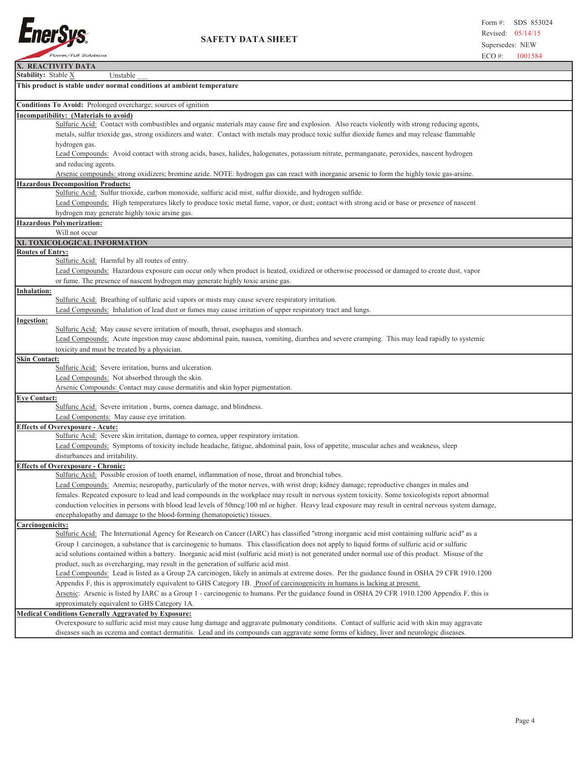## X. REACTIVITY DATA

**Stability:** Stable X Unstable ___

**This product is stable under normal conditions at ambient temperature**

**Conditions To Avoid:** Prolonged overcharge; sources of ignition

**Incompatibility: (Materials to avoid)**

Sulfuric Acid: Contact with combustibles and organic materials may cause fire and explosion. Also reacts violently with strong reducing agents, metals, sulfur trioxide gas, strong oxidizers and water. Contact with metals may produce toxic sulfur dioxide fumes and may release flammable hydrogen gas.

Lead Compounds: Avoid contact with strong acids, bases, halides, halogenates, potassium nitrate, permanganate, peroxides, nascent hydrogen and reducing agents.

Arsenic compounds: strong oxidizers; bromine azide. NOTE: hydrogen gas can react with inorganic arsenic to form the highly toxic gas-arsine.

**Hazardous Decomposition Products:**

Sulfuric Acid: Sulfur trioxide, carbon monoxide, sulfuric acid mist, sulfur dioxide, and hydrogen sulfide.

Lead Compounds: High temperatures likely to produce toxic metal fume, vapor, or dust; contact with strong acid or base or presence of nascent hydrogen may generate highly toxic arsine gas.

**Hazardous Polymerization:**

Will not occur

## XI. TOXICOLOGICAL INFORMATION

**Routes of Entry:**

Sulfuric Acid: Harmful by all routes of entry.

Lead Compounds: Hazardous exposure can occur only when product is heated, oxidized or otherwise processed or damaged to create dust, vapor or fume. The presence of nascent hydrogen may generate highly toxic arsine gas.

**Inhalation:**

Sulfuric Acid: Breathing of sulfuric acid vapors or mists may cause severe respiratory irritation.

Lead Compounds: Inhalation of lead dust or fumes may cause irritation of upper respiratory tract and lungs.

**Ingestion:**

Sulfuric Acid: May cause severe irritation of mouth, throat, esophagus and stomach.

Lead Compounds: Acute ingestion may cause abdominal pain, nausea, vomiting, diarrhea and severe cramping. This may lead rapidly to systemic toxicity and must be treated by a physician.

**Skin Contact:**

Sulfuric Acid: Severe irritation, burns and ulceration.

Lead Compounds: Not absorbed through the skin.

Arsenic Compounds: Contact may cause dermatitis and skin hyper pigmentation.

**Eye Contact:**

Sulfuric Acid: Severe irritation , burns, cornea damage, and blindness.

Lead Components: May cause eye irritation.

**Effects of Overexposure - Acute:**

Sulfuric Acid: Severe skin irritation, damage to cornea, upper respiratory irritation.

Lead Compounds: Symptoms of toxicity include headache, fatigue, abdominal pain, loss of appetite, muscular aches and weakness, sleep disturbances and irritability.

**Effects of Overexposure - Chronic:**

Sulfuric Acid: Possible erosion of tooth enamel, inflammation of nose, throat and bronchial tubes.

Lead Compounds: Anemia; neuropathy, particularly of the motor nerves, with wrist drop; kidney damage; reproductive changes in males and females. Repeated exposure to lead and lead compounds in the workplace may result in nervous system toxicity. Some toxicologists report abnormal conduction velocities in persons with blood lead levels of 50mcg/100 ml or higher. Heavy lead exposure may result in central nervous system damage, encephalopathy and damage to the blood-forming (hematopoietic) tissues.

**Carcinogenicity:**

Sulfuric Acid: The International Agency for Research on Cancer (IARC) has classified "strong inorganic acid mist containing sulfuric acid" as a Group 1 carcinogen, a substance that is carcinogenic to humans. This classification does not apply to liquid forms of sulfuric acid or sulfuric acid solutions contained within a battery. Inorganic acid mist (sulfuric acid mist) is not generated under normal use of this product. Misuse of the product, such as overcharging, may result in the generation of sulfuric acid mist.

Lead Compounds: Lead is listed as a Group 2A carcinogen, likely in animals at extreme doses. Per the guidance found in OSHA 29 CFR 1910.1200 Appendix F, this is approximately equivalent to GHS Category 1B. Proof of carcinogenicity in humans is lacking at present.

Arsenic: Arsenic is listed by IARC as a Group 1 - carcinogenic to humans. Per the guidance found in OSHA 29 CFR 1910.1200 Appendix F, this is approximately equivalent to GHS Category 1A.

**Medical Conditions Generally Aggravated by Exposure:**

Overexposure to sulfuric acid mist may cause lung damage and aggravate pulmonary conditions. Contact of sulfuric acid with skin may aggravate diseases such as eczema and contact dermatitis. Lead and its compounds can aggravate some forms of kidney, liver and neurologic diseases.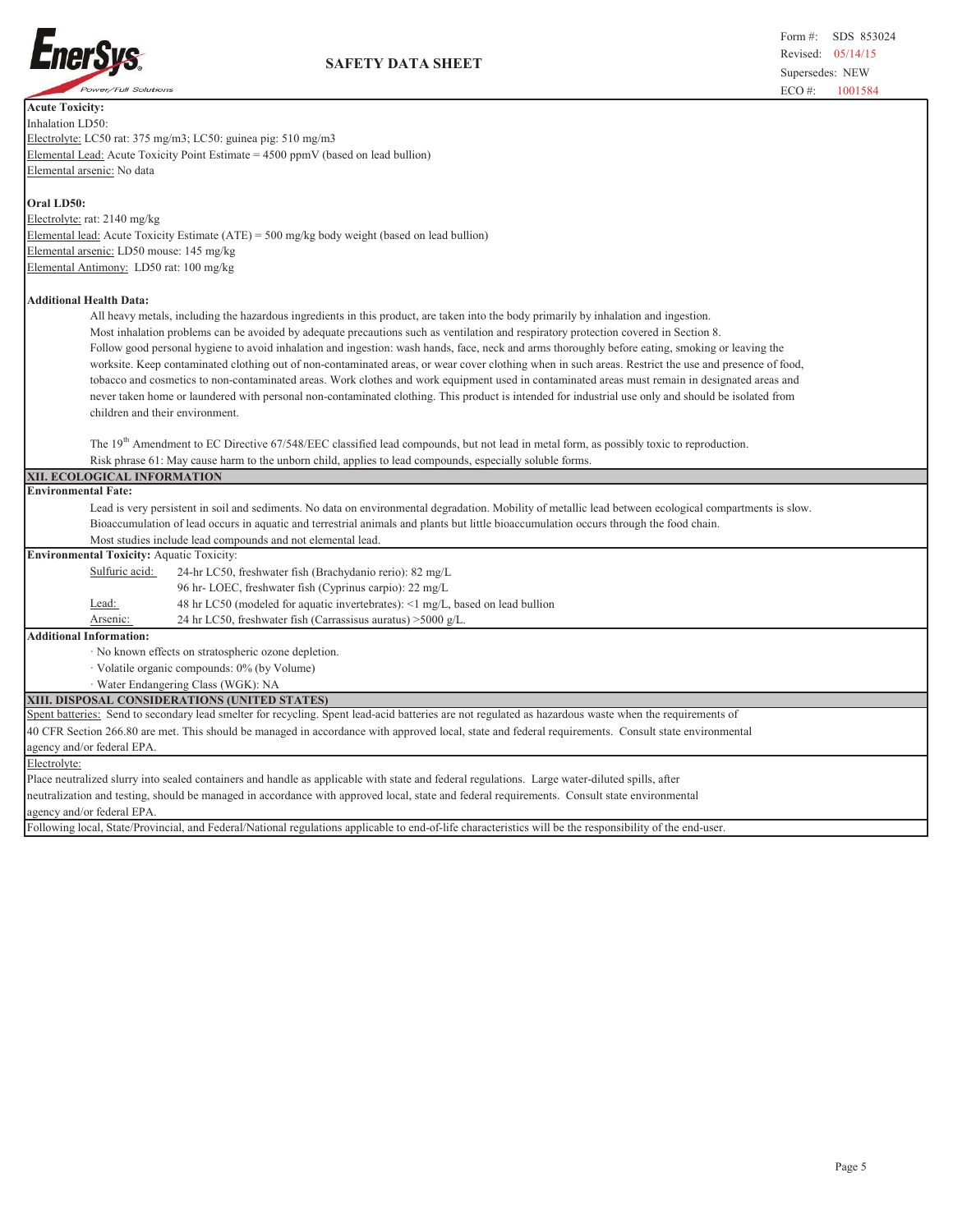**Acute Toxicity:**

Inhalation LD50:

Electrolyte: LC50 rat: 375 mg/m3; LC50: guinea pig: 510 mg/m3

Elemental Lead: Acute Toxicity Point Estimate = 4500 ppmV (based on lead bullion)

Elemental arsenic: No data

**Oral LD50:**

Electrolyte: rat: 2140 mg/kg

Elemental lead: Acute Toxicity Estimate (ATE) = 500 mg/kg body weight (based on lead bullion)

Elemental arsenic: LD50 mouse: 145 mg/kg

Elemental Antimony: LD50 rat: 100 mg/kg

**Additional Health Data:**

All heavy metals, including the hazardous ingredients in this product, are taken into the body primarily by inhalation and ingestion. Most inhalation problems can be avoided by adequate precautions such as ventilation and respiratory protection covered in Section 8. Follow good personal hygiene to avoid inhalation and ingestion: wash hands, face, neck and arms thoroughly before eating, smoking or leaving the worksite. Keep contaminated clothing out of non-contaminated areas, or wear cover clothing when in such areas. Restrict the use and presence of food, tobacco and cosmetics to non-contaminated areas. Work clothes and work equipment used in contaminated areas must remain in designated areas and never taken home or laundered with personal non-contaminated clothing. This product is intended for industrial use only and should be isolated from children and their environment.

The 19th Amendment to EC Directive 67/548/EEC classified lead compounds, but not lead in metal form, as possibly toxic to reproduction. Risk phrase 61: May cause harm to the unborn child, applies to lead compounds, especially soluble forms.

## XII. ECOLOGICAL INFORMATION

**Environmental Fate:**

Lead is very persistent in soil and sediments. No data on environmental degradation. Mobility of metallic lead between ecological compartments is slow. Bioaccumulation of lead occurs in aquatic and terrestrial animals and plants but little bioaccumulation occurs through the food chain. Most studies include lead compounds and not elemental lead.

**Environmental Toxicity:** Aquatic Toxicity:

| | |
|---|---|
| Sulfuric acid: | 24-hr LC50, freshwater fish (Brachydanio rerio): 82 mg/L |
| | 96 hr- LOEC, freshwater fish (Cyprinus carpio): 22 mg/L |
| Lead: | 48 hr LC50 (modeled for aquatic invertebrates): <1 mg/L, based on lead bullion |
| Arsenic: | 24 hr LC50, freshwater fish (Carrassisus auratus) >5000 g/L. |

**Additional Information:**

- No known effects on stratospheric ozone depletion.
- Volatile organic compounds: 0% (by Volume)
- Water Endangering Class (WGK): NA

## XIII. DISPOSAL CONSIDERATIONS (UNITED STATES)

Spent batteries: Send to secondary lead smelter for recycling. Spent lead-acid batteries are not regulated as hazardous waste when the requirements of 40 CFR Section 266.80 are met. This should be managed in accordance with approved local, state and federal requirements. Consult state environmental agency and/or federal EPA.

Electrolyte:

Place neutralized slurry into sealed containers and handle as applicable with state and federal regulations. Large water-diluted spills, after neutralization and testing, should be managed in accordance with approved local, state and federal requirements. Consult state environmental agency and/or federal EPA.

Following local, State/Provincial, and Federal/National regulations applicable to end-of-life characteristics will be the responsibility of the end-user.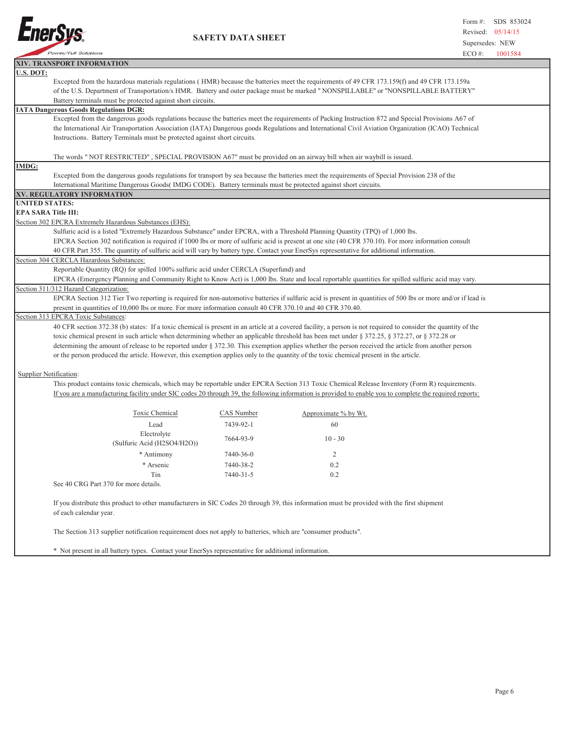## XIV. TRANSPORT INFORMATION

**U.S. DOT:**

Excepted from the hazardous materials regulations ( HMR) because the batteries meet the requirements of 49 CFR 173.159(f) and 49 CFR 173.159a of the U.S. Department of Transportation/s HMR. Battery and outer package must be marked " NONSPILLABLE" or "NONSPILLABLE BATTERY" Battery terminals must be protected against short circuits.

**IATA Dangerous Goods Regulations DGR:**

Excepted from the dangerous goods regulations because the batteries meet the requirements of Packing Instruction 872 and Special Provisions A67 of the International Air Transportation Association (IATA) Dangerous goods Regulations and International Civil Aviation Organization (ICAO) Technical Instructions. Battery Terminals must be protected against short circuits.

The words " NOT RESTRICTED" , SPECIAL PROVISION A67" must be provided on an airway bill when air waybill is issued.

**IMDG:**

Excepted from the dangerous goods regulations for transport by sea because the batteries meet the requirements of Special Provision 238 of the International Maritime Dangerous Goods( IMDG CODE). Battery terminals must be protected against short circuits.

## XV. REGULATORY INFORMATION

**UNITED STATES:**

**EPA SARA Title III:**

Section 302 EPCRA Extremely Hazardous Substances (EHS):

Sulfuric acid is a listed "Extremely Hazardous Substance" under EPCRA, with a Threshold Planning Quantity (TPQ) of 1,000 lbs. EPCRA Section 302 notification is required if 1000 lbs or more of sulfuric acid is present at one site (40 CFR 370.10). For more information consult 40 CFR Part 355. The quantity of sulfuric acid will vary by battery type. Contact your EnerSys representative for additional information.

Section 304 CERCLA Hazardous Substances:

Reportable Quantity (RQ) for spilled 100% sulfuric acid under CERCLA (Superfund) and EPCRA (Emergency Planning and Community Right to Know Act) is 1,000 lbs. State and local reportable quantities for spilled sulfuric acid may vary.

Section 311/312 Hazard Categorization:

EPCRA Section 312 Tier Two reporting is required for non-automotive batteries if sulfuric acid is present in quantities of 500 lbs or more and/or if lead is present in quantities of 10,000 lbs or more. For more information consult 40 CFR 370.10 and 40 CFR 370.40.

Section 313 EPCRA Toxic Substances:

40 CFR section 372.38 (b) states: If a toxic chemical is present in an article at a covered facility, a person is not required to consider the quantity of the toxic chemical present in such article when determining whether an applicable threshold has been met under § 372.25, § 372.27, or § 372.28 or determining the amount of release to be reported under § 372.30. This exemption applies whether the person received the article from another person or the person produced the article. However, this exemption applies only to the quantity of the toxic chemical present in the article.

Supplier Notification:

This product contains toxic chemicals, which may be reportable under EPCRA Section 313 Toxic Chemical Release Inventory (Form R) requirements. If you are a manufacturing facility under SIC codes 20 through 39, the following information is provided to enable you to complete the required reports:

| Toxic Chemical | CAS Number | Approximate % by Wt. |
|---|---|---|
| Lead | 7439-92-1 | 60 |
| Electrolyte (Sulfuric Acid ($H_2SO_4/H_2O$)) | 7664-93-9 | 10 - 30 |
| * Antimony | 7440-36-0 | 2 |
| * Arsenic | 7440-38-2 | 0.2 |
| Tin | 7440-31-5 | 0.2 |

See 40 CRG Part 370 for more details.

If you distribute this product to other manufacturers in SIC Codes 20 through 39, this information must be provided with the first shipment of each calendar year.

The Section 313 supplier notification requirement does not apply to batteries, which are "consumer products".

* Not present in all battery types. Contact your EnerSys representative for additional information.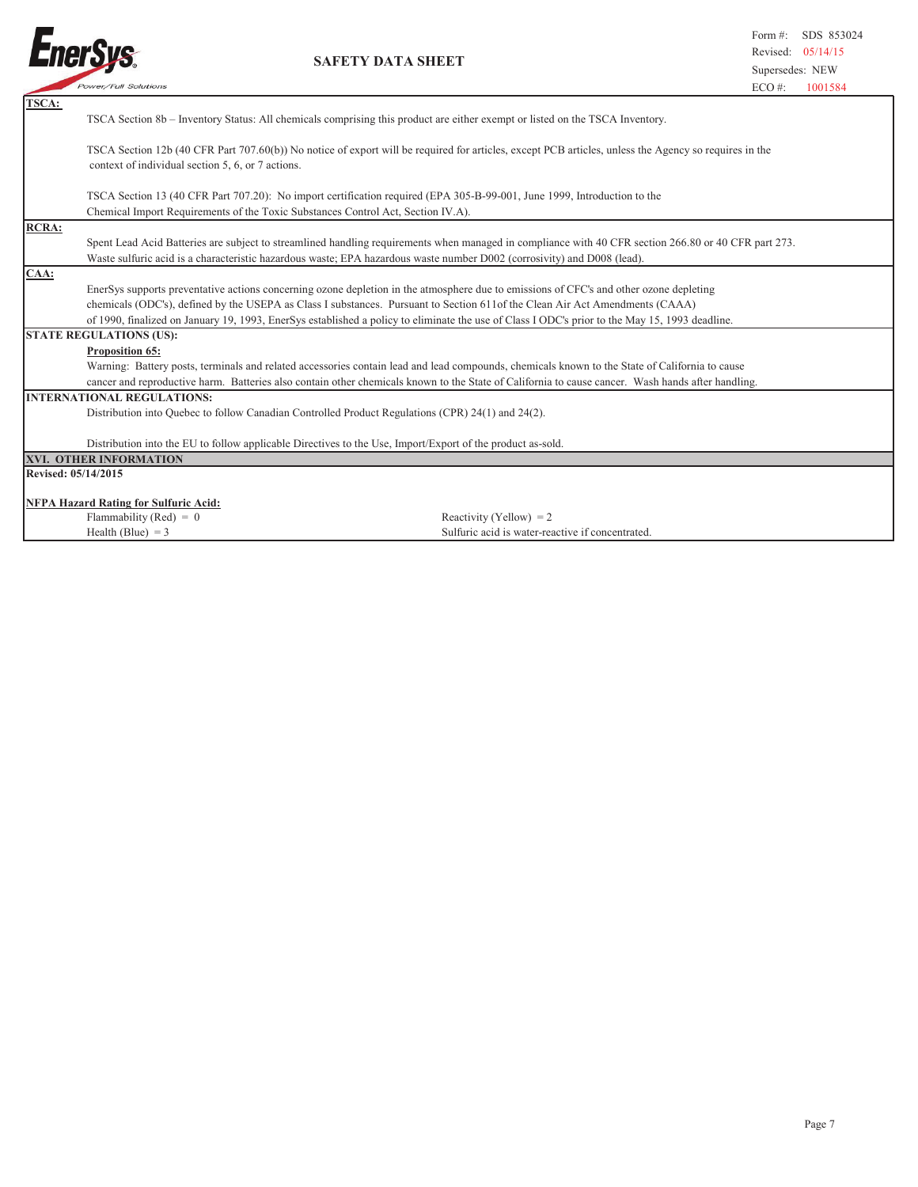**TSCA:**

TSCA Section 8b – Inventory Status: All chemicals comprising this product are either exempt or listed on the TSCA Inventory.

TSCA Section 12b (40 CFR Part 707.60(b)) No notice of export will be required for articles, except PCB articles, unless the Agency so requires in the context of individual section 5, 6, or 7 actions.

TSCA Section 13 (40 CFR Part 707.20): No import certification required (EPA 305-B-99-001, June 1999, Introduction to the Chemical Import Requirements of the Toxic Substances Control Act, Section IV.A).

**RCRA:**

Spent Lead Acid Batteries are subject to streamlined handling requirements when managed in compliance with 40 CFR section 266.80 or 40 CFR part 273. Waste sulfuric acid is a characteristic hazardous waste; EPA hazardous waste number D002 (corrosivity) and D008 (lead).

**CAA:**

EnerSys supports preventative actions concerning ozone depletion in the atmosphere due to emissions of CFC's and other ozone depleting chemicals (ODC's), defined by the USEPA as Class I substances. Pursuant to Section 611of the Clean Air Act Amendments (CAAA) of 1990, finalized on January 19, 1993, EnerSys established a policy to eliminate the use of Class I ODC's prior to the May 15, 1993 deadline.

**STATE REGULATIONS (US):**

**Proposition 65:**

Warning: Battery posts, terminals and related accessories contain lead and lead compounds, chemicals known to the State of California to cause cancer and reproductive harm. Batteries also contain other chemicals known to the State of California to cause cancer. Wash hands after handling.

**INTERNATIONAL REGULATIONS:**

Distribution into Quebec to follow Canadian Controlled Product Regulations (CPR) 24(1) and 24(2).

Distribution into the EU to follow applicable Directives to the Use, Import/Export of the product as-sold.

## XVI. OTHER INFORMATION

**Revised: 05/14/2015**

**NFPA Hazard Rating for Sulfuric Acid:**

Flammability (Red) = 0

Health (Blue) = 3

Reactivity (Yellow) = 2

Sulfuric acid is water-reactive if concentrated.